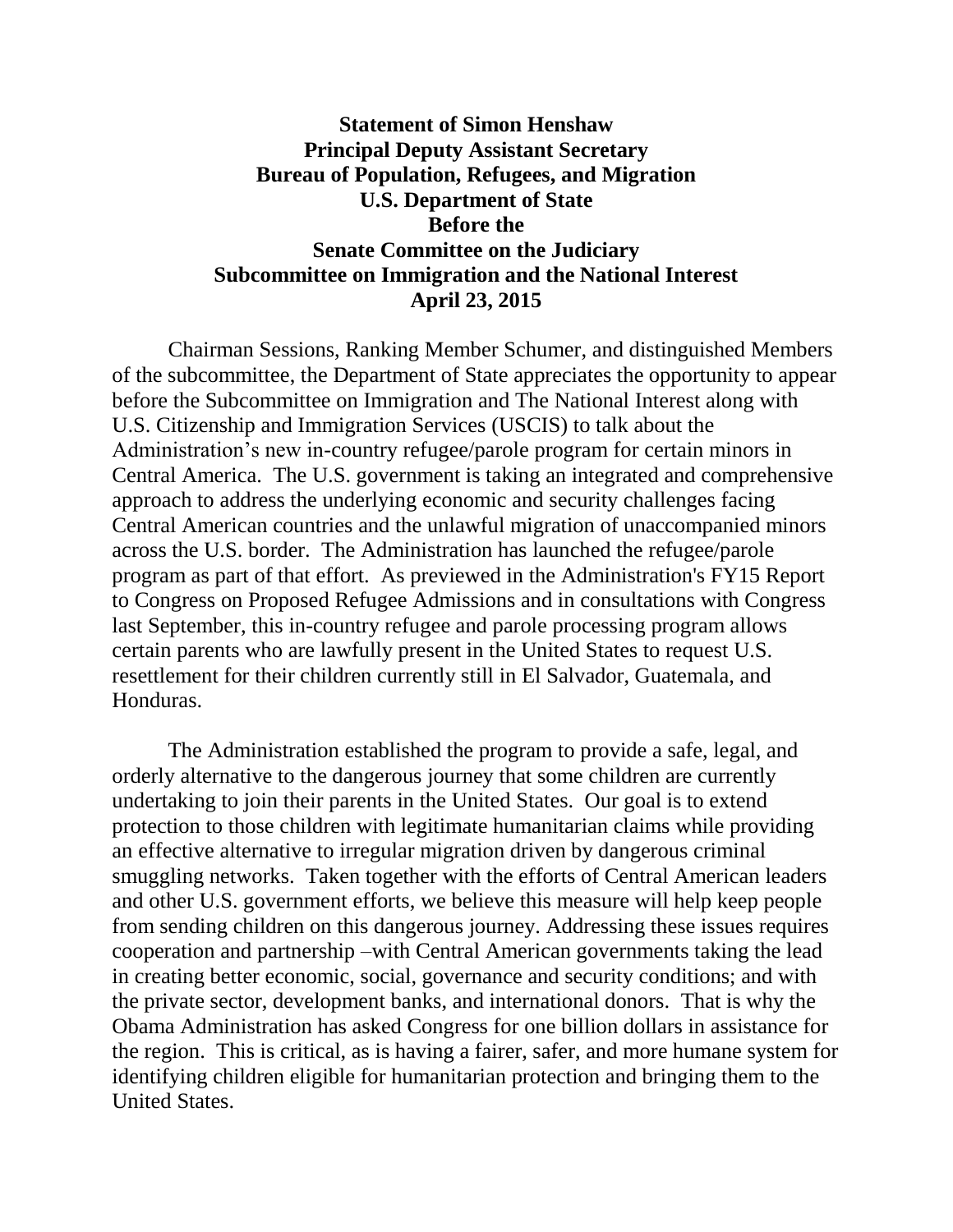**Statement of Simon Henshaw**
**Principal Deputy Assistant Secretary**
**Bureau of Population, Refugees, and Migration**
**U.S. Department of State**
**Before the**
**Senate Committee on the Judiciary**
**Subcommittee on Immigration and the National Interest**
**April 23, 2015**

Chairman Sessions, Ranking Member Schumer, and distinguished Members of the subcommittee, the Department of State appreciates the opportunity to appear before the Subcommittee on Immigration and The National Interest along with U.S. Citizenship and Immigration Services (USCIS) to talk about the Administration's new in-country refugee/parole program for certain minors in Central America. The U.S. government is taking an integrated and comprehensive approach to address the underlying economic and security challenges facing Central American countries and the unlawful migration of unaccompanied minors across the U.S. border. The Administration has launched the refugee/parole program as part of that effort. As previewed in the Administration's FY15 Report to Congress on Proposed Refugee Admissions and in consultations with Congress last September, this in-country refugee and parole processing program allows certain parents who are lawfully present in the United States to request U.S. resettlement for their children currently still in El Salvador, Guatemala, and Honduras.

The Administration established the program to provide a safe, legal, and orderly alternative to the dangerous journey that some children are currently undertaking to join their parents in the United States. Our goal is to extend protection to those children with legitimate humanitarian claims while providing an effective alternative to irregular migration driven by dangerous criminal smuggling networks. Taken together with the efforts of Central American leaders and other U.S. government efforts, we believe this measure will help keep people from sending children on this dangerous journey. Addressing these issues requires cooperation and partnership –with Central American governments taking the lead in creating better economic, social, governance and security conditions; and with the private sector, development banks, and international donors. That is why the Obama Administration has asked Congress for one billion dollars in assistance for the region. This is critical, as is having a fairer, safer, and more humane system for identifying children eligible for humanitarian protection and bringing them to the United States.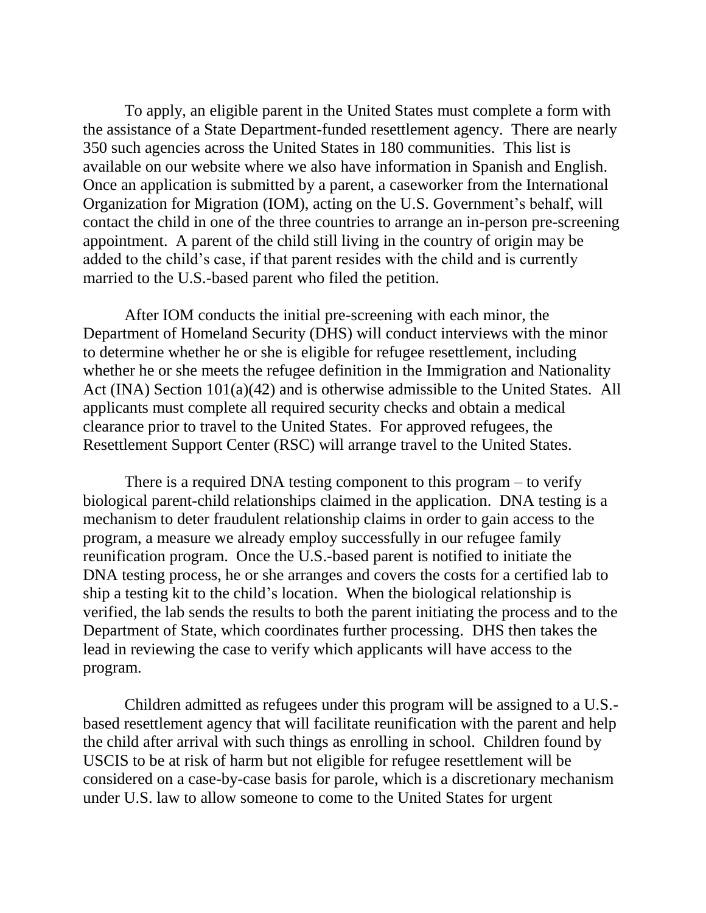To apply, an eligible parent in the United States must complete a form with the assistance of a State Department-funded resettlement agency. There are nearly 350 such agencies across the United States in 180 communities. This list is available on our website where we also have information in Spanish and English. Once an application is submitted by a parent, a caseworker from the International Organization for Migration (IOM), acting on the U.S. Government's behalf, will contact the child in one of the three countries to arrange an in-person pre-screening appointment. A parent of the child still living in the country of origin may be added to the child's case, if that parent resides with the child and is currently married to the U.S.-based parent who filed the petition.

After IOM conducts the initial pre-screening with each minor, the Department of Homeland Security (DHS) will conduct interviews with the minor to determine whether he or she is eligible for refugee resettlement, including whether he or she meets the refugee definition in the Immigration and Nationality Act (INA) Section 101(a)(42) and is otherwise admissible to the United States. All applicants must complete all required security checks and obtain a medical clearance prior to travel to the United States. For approved refugees, the Resettlement Support Center (RSC) will arrange travel to the United States.

There is a required DNA testing component to this program – to verify biological parent-child relationships claimed in the application. DNA testing is a mechanism to deter fraudulent relationship claims in order to gain access to the program, a measure we already employ successfully in our refugee family reunification program. Once the U.S.-based parent is notified to initiate the DNA testing process, he or she arranges and covers the costs for a certified lab to ship a testing kit to the child's location. When the biological relationship is verified, the lab sends the results to both the parent initiating the process and to the Department of State, which coordinates further processing. DHS then takes the lead in reviewing the case to verify which applicants will have access to the program.

Children admitted as refugees under this program will be assigned to a U.S.-based resettlement agency that will facilitate reunification with the parent and help the child after arrival with such things as enrolling in school. Children found by USCIS to be at risk of harm but not eligible for refugee resettlement will be considered on a case-by-case basis for parole, which is a discretionary mechanism under U.S. law to allow someone to come to the United States for urgent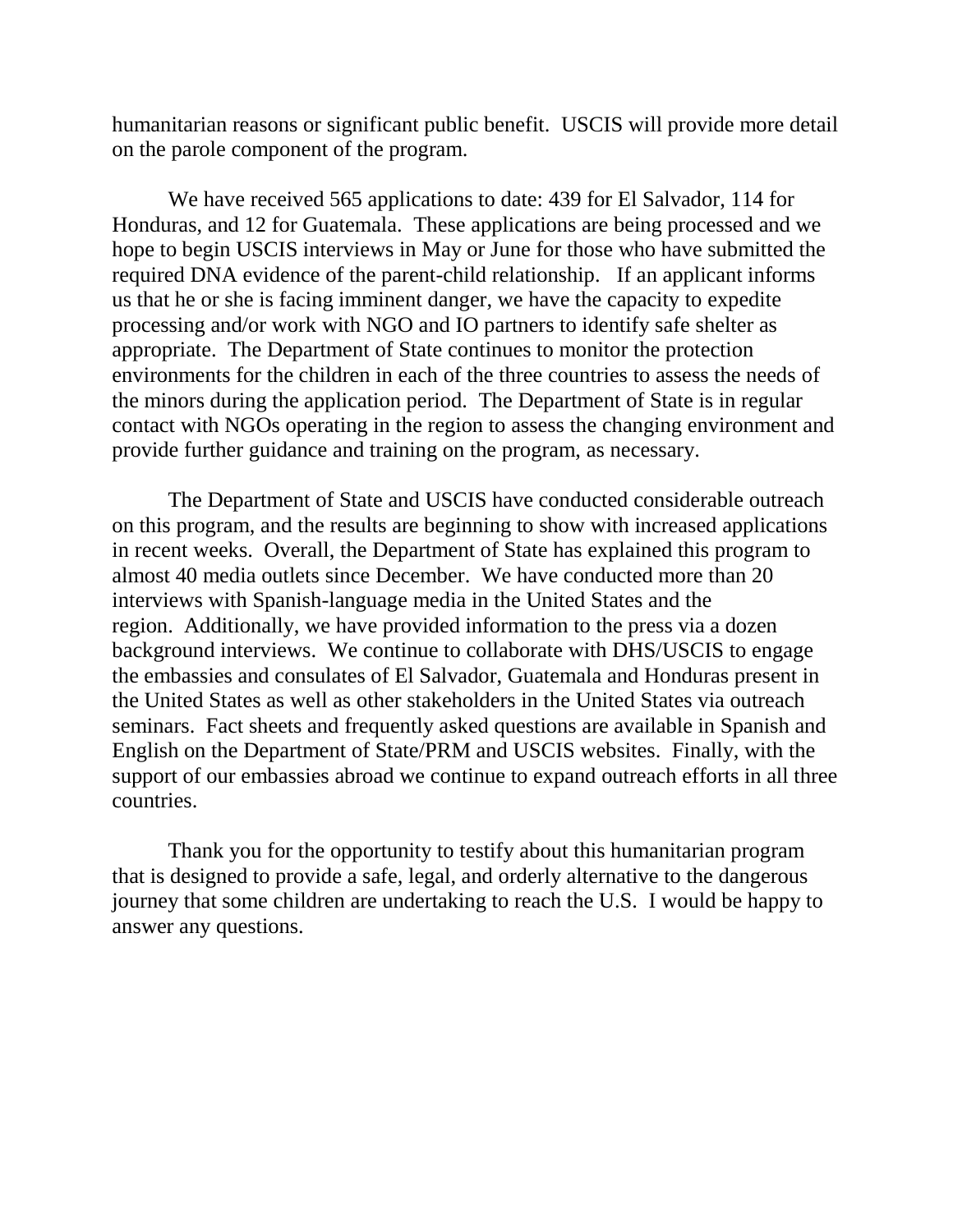humanitarian reasons or significant public benefit. USCIS will provide more detail on the parole component of the program.

We have received 565 applications to date: 439 for El Salvador, 114 for Honduras, and 12 for Guatemala. These applications are being processed and we hope to begin USCIS interviews in May or June for those who have submitted the required DNA evidence of the parent-child relationship. If an applicant informs us that he or she is facing imminent danger, we have the capacity to expedite processing and/or work with NGO and IO partners to identify safe shelter as appropriate. The Department of State continues to monitor the protection environments for the children in each of the three countries to assess the needs of the minors during the application period. The Department of State is in regular contact with NGOs operating in the region to assess the changing environment and provide further guidance and training on the program, as necessary.

The Department of State and USCIS have conducted considerable outreach on this program, and the results are beginning to show with increased applications in recent weeks. Overall, the Department of State has explained this program to almost 40 media outlets since December. We have conducted more than 20 interviews with Spanish-language media in the United States and the region. Additionally, we have provided information to the press via a dozen background interviews. We continue to collaborate with DHS/USCIS to engage the embassies and consulates of El Salvador, Guatemala and Honduras present in the United States as well as other stakeholders in the United States via outreach seminars. Fact sheets and frequently asked questions are available in Spanish and English on the Department of State/PRM and USCIS websites. Finally, with the support of our embassies abroad we continue to expand outreach efforts in all three countries.

Thank you for the opportunity to testify about this humanitarian program that is designed to provide a safe, legal, and orderly alternative to the dangerous journey that some children are undertaking to reach the U.S. I would be happy to answer any questions.